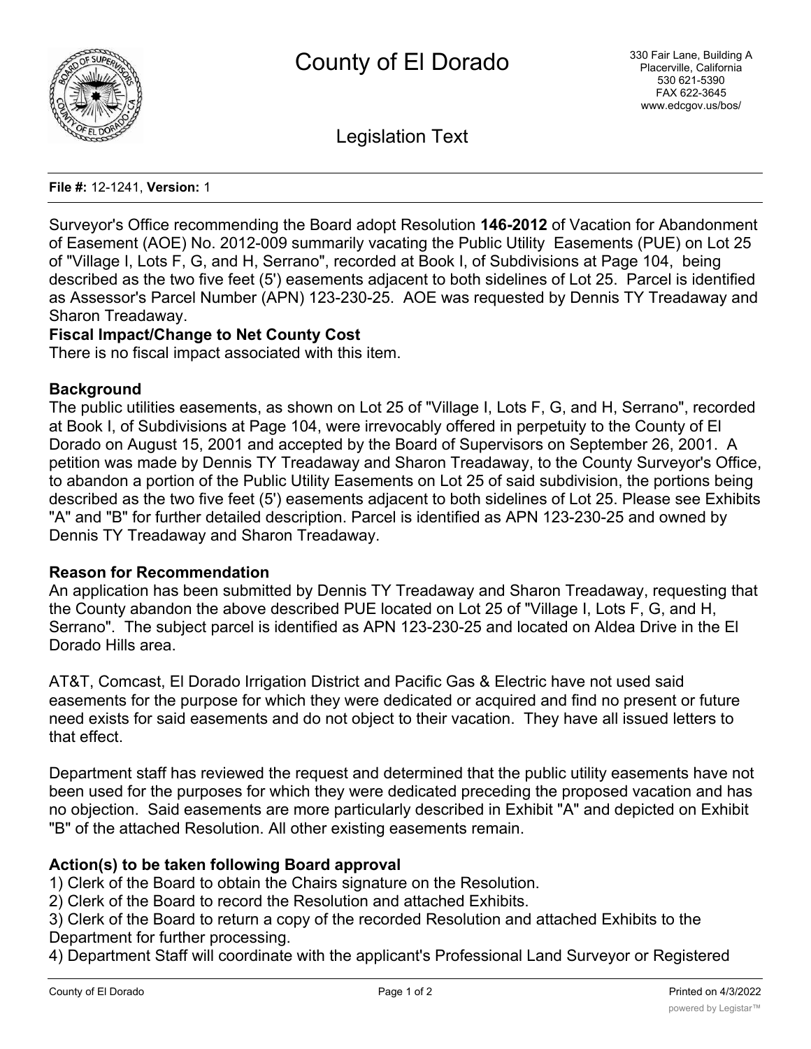# County of El Dorado

330 Fair Lane, Building A
Placerville, California
530 621-5390
FAX 622-3645
www.edcgov.us/bos/

## Legislation Text

**File #:** 12-1241, **Version:** 1

Surveyor's Office recommending the Board adopt Resolution **146-2012** of Vacation for Abandonment of Easement (AOE) No. 2012-009 summarily vacating the Public Utility Easements (PUE) on Lot 25 of "Village I, Lots F, G, and H, Serrano", recorded at Book I, of Subdivisions at Page 104, being described as the two five feet (5') easements adjacent to both sidelines of Lot 25. Parcel is identified as Assessor's Parcel Number (APN) 123-230-25. AOE was requested by Dennis TY Treadaway and Sharon Treadaway.

**Fiscal Impact/Change to Net County Cost**

There is no fiscal impact associated with this item.

**Background**

The public utilities easements, as shown on Lot 25 of "Village I, Lots F, G, and H, Serrano", recorded at Book I, of Subdivisions at Page 104, were irrevocably offered in perpetuity to the County of El Dorado on August 15, 2001 and accepted by the Board of Supervisors on September 26, 2001. A petition was made by Dennis TY Treadaway and Sharon Treadaway, to the County Surveyor's Office, to abandon a portion of the Public Utility Easements on Lot 25 of said subdivision, the portions being described as the two five feet (5') easements adjacent to both sidelines of Lot 25. Please see Exhibits "A" and "B" for further detailed description. Parcel is identified as APN 123-230-25 and owned by Dennis TY Treadaway and Sharon Treadaway.

**Reason for Recommendation**

An application has been submitted by Dennis TY Treadaway and Sharon Treadaway, requesting that the County abandon the above described PUE located on Lot 25 of "Village I, Lots F, G, and H, Serrano". The subject parcel is identified as APN 123-230-25 and located on Aldea Drive in the El Dorado Hills area.

AT&T, Comcast, El Dorado Irrigation District and Pacific Gas & Electric have not used said easements for the purpose for which they were dedicated or acquired and find no present or future need exists for said easements and do not object to their vacation. They have all issued letters to that effect.

Department staff has reviewed the request and determined that the public utility easements have not been used for the purposes for which they were dedicated preceding the proposed vacation and has no objection. Said easements are more particularly described in Exhibit "A" and depicted on Exhibit "B" of the attached Resolution. All other existing easements remain.

**Action(s) to be taken following Board approval**

1) Clerk of the Board to obtain the Chairs signature on the Resolution.
2) Clerk of the Board to record the Resolution and attached Exhibits.
3) Clerk of the Board to return a copy of the recorded Resolution and attached Exhibits to the Department for further processing.
4) Department Staff will coordinate with the applicant's Professional Land Surveyor or Registered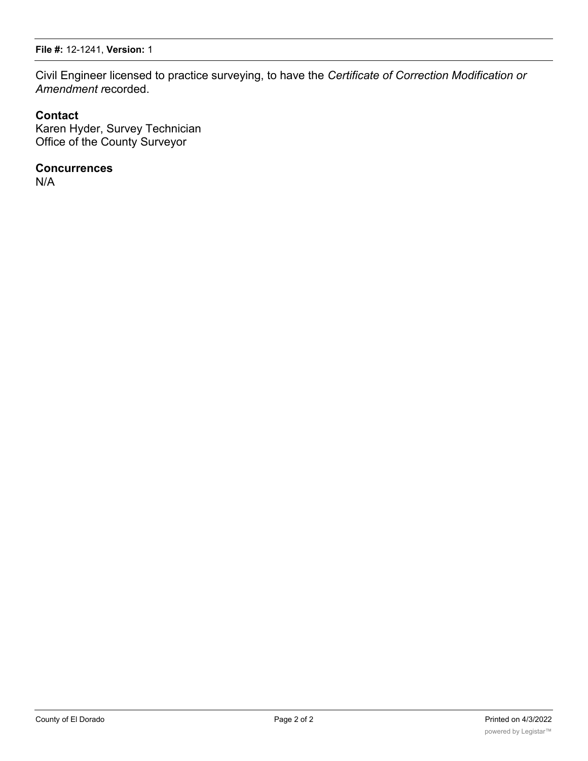Civil Engineer licensed to practice surveying, to have the *Certificate of Correction Modification or Amendment r*ecorded.

**Contact**
Karen Hyder, Survey Technician
Office of the County Surveyor

**Concurrences**
N/A